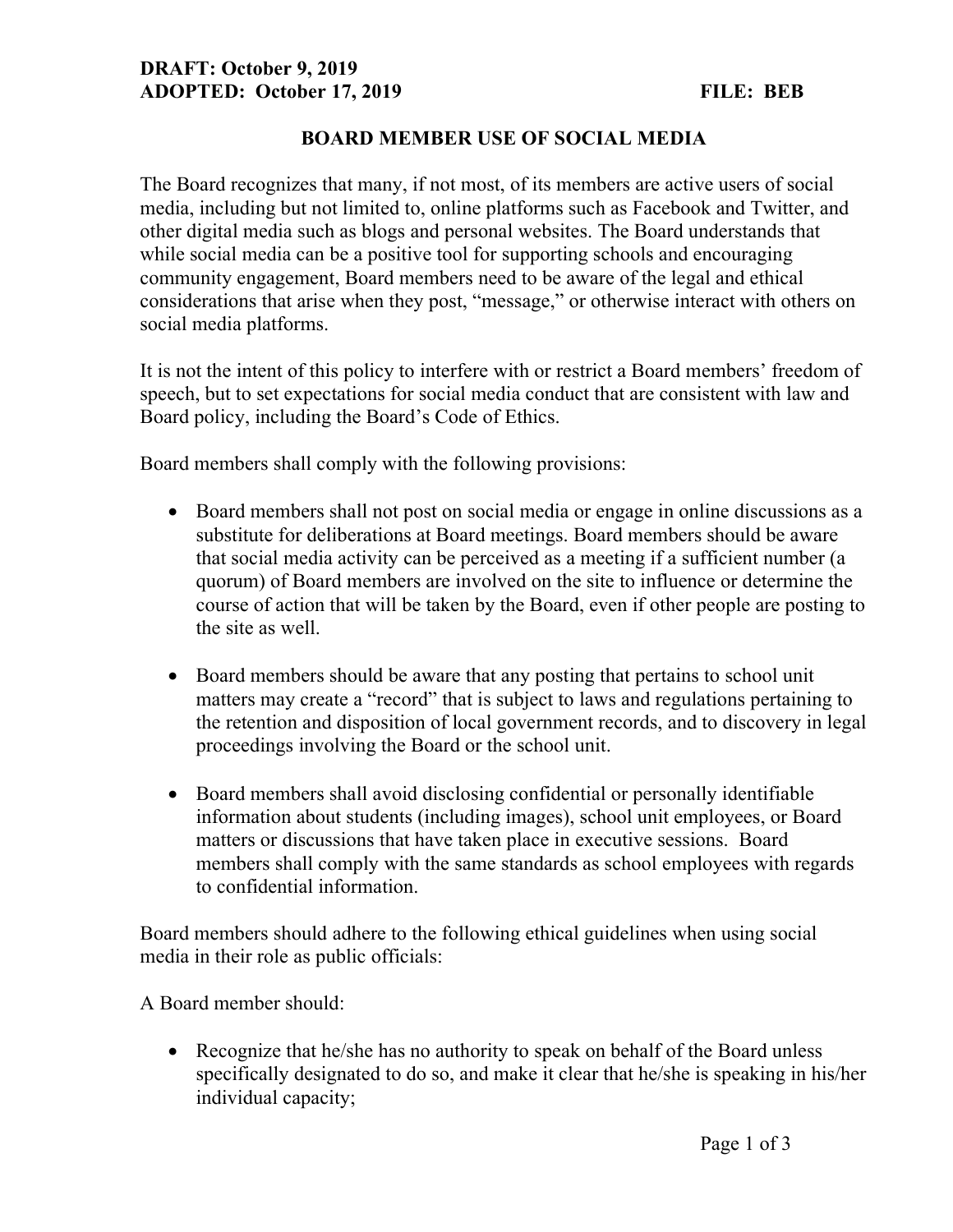**DRAFT: October 9, 2019**
**ADOPTED: October 17, 2019** **FILE: BEB**

# BOARD MEMBER USE OF SOCIAL MEDIA

The Board recognizes that many, if not most, of its members are active users of social media, including but not limited to, online platforms such as Facebook and Twitter, and other digital media such as blogs and personal websites. The Board understands that while social media can be a positive tool for supporting schools and encouraging community engagement, Board members need to be aware of the legal and ethical considerations that arise when they post, "message," or otherwise interact with others on social media platforms.

It is not the intent of this policy to interfere with or restrict a Board members' freedom of speech, but to set expectations for social media conduct that are consistent with law and Board policy, including the Board's Code of Ethics.

Board members shall comply with the following provisions:

- Board members shall not post on social media or engage in online discussions as a substitute for deliberations at Board meetings. Board members should be aware that social media activity can be perceived as a meeting if a sufficient number (a quorum) of Board members are involved on the site to influence or determine the course of action that will be taken by the Board, even if other people are posting to the site as well.

- Board members should be aware that any posting that pertains to school unit matters may create a "record" that is subject to laws and regulations pertaining to the retention and disposition of local government records, and to discovery in legal proceedings involving the Board or the school unit.

- Board members shall avoid disclosing confidential or personally identifiable information about students (including images), school unit employees, or Board matters or discussions that have taken place in executive sessions. Board members shall comply with the same standards as school employees with regards to confidential information.

Board members should adhere to the following ethical guidelines when using social media in their role as public officials:

A Board member should:

- Recognize that he/she has no authority to speak on behalf of the Board unless specifically designated to do so, and make it clear that he/she is speaking in his/her individual capacity;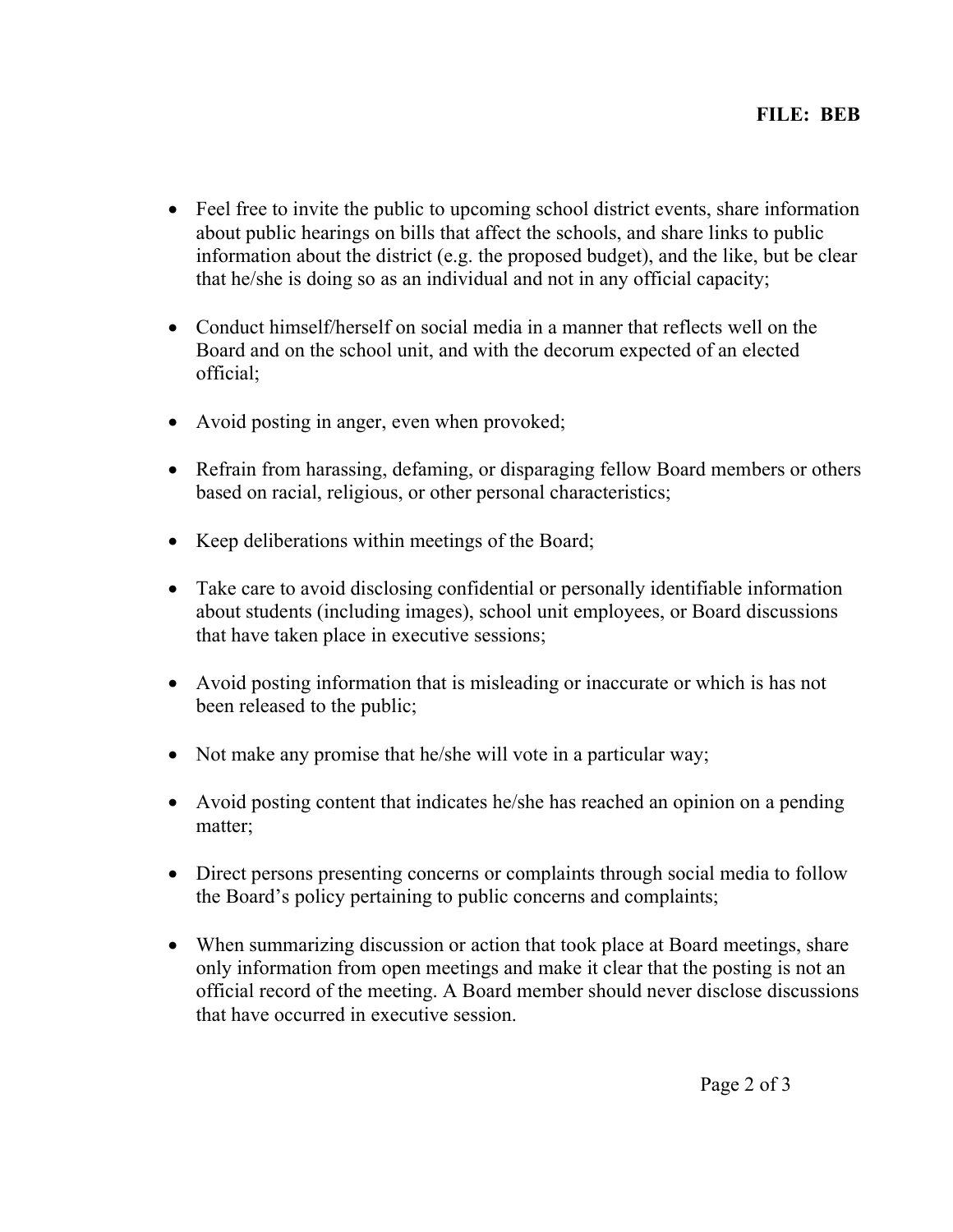- Feel free to invite the public to upcoming school district events, share information about public hearings on bills that affect the schools, and share links to public information about the district (e.g. the proposed budget), and the like, but be clear that he/she is doing so as an individual and not in any official capacity;

- Conduct himself/herself on social media in a manner that reflects well on the Board and on the school unit, and with the decorum expected of an elected official;

- Avoid posting in anger, even when provoked;

- Refrain from harassing, defaming, or disparaging fellow Board members or others based on racial, religious, or other personal characteristics;

- Keep deliberations within meetings of the Board;

- Take care to avoid disclosing confidential or personally identifiable information about students (including images), school unit employees, or Board discussions that have taken place in executive sessions;

- Avoid posting information that is misleading or inaccurate or which is has not been released to the public;

- Not make any promise that he/she will vote in a particular way;

- Avoid posting content that indicates he/she has reached an opinion on a pending matter;

- Direct persons presenting concerns or complaints through social media to follow the Board's policy pertaining to public concerns and complaints;

- When summarizing discussion or action that took place at Board meetings, share only information from open meetings and make it clear that the posting is not an official record of the meeting. A Board member should never disclose discussions that have occurred in executive session.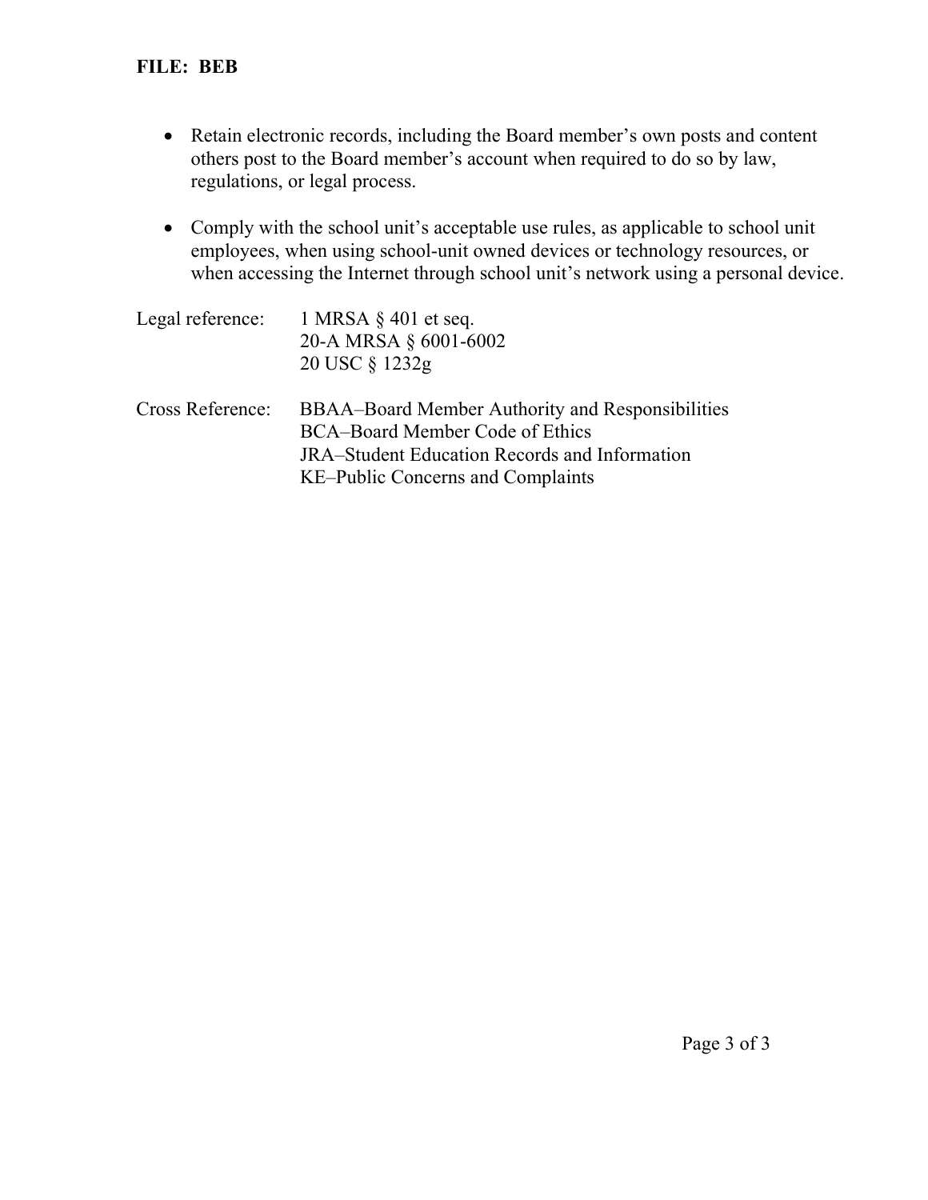- Retain electronic records, including the Board member's own posts and content others post to the Board member's account when required to do so by law, regulations, or legal process.

- Comply with the school unit's acceptable use rules, as applicable to school unit employees, when using school-unit owned devices or technology resources, or when accessing the Internet through school unit's network using a personal device.

Legal reference: 1 MRSA § 401 et seq.
20-A MRSA § 6001-6002
20 USC § 1232g

Cross Reference: BBAA–Board Member Authority and Responsibilities
BCA–Board Member Code of Ethics
JRA–Student Education Records and Information
KE–Public Concerns and Complaints